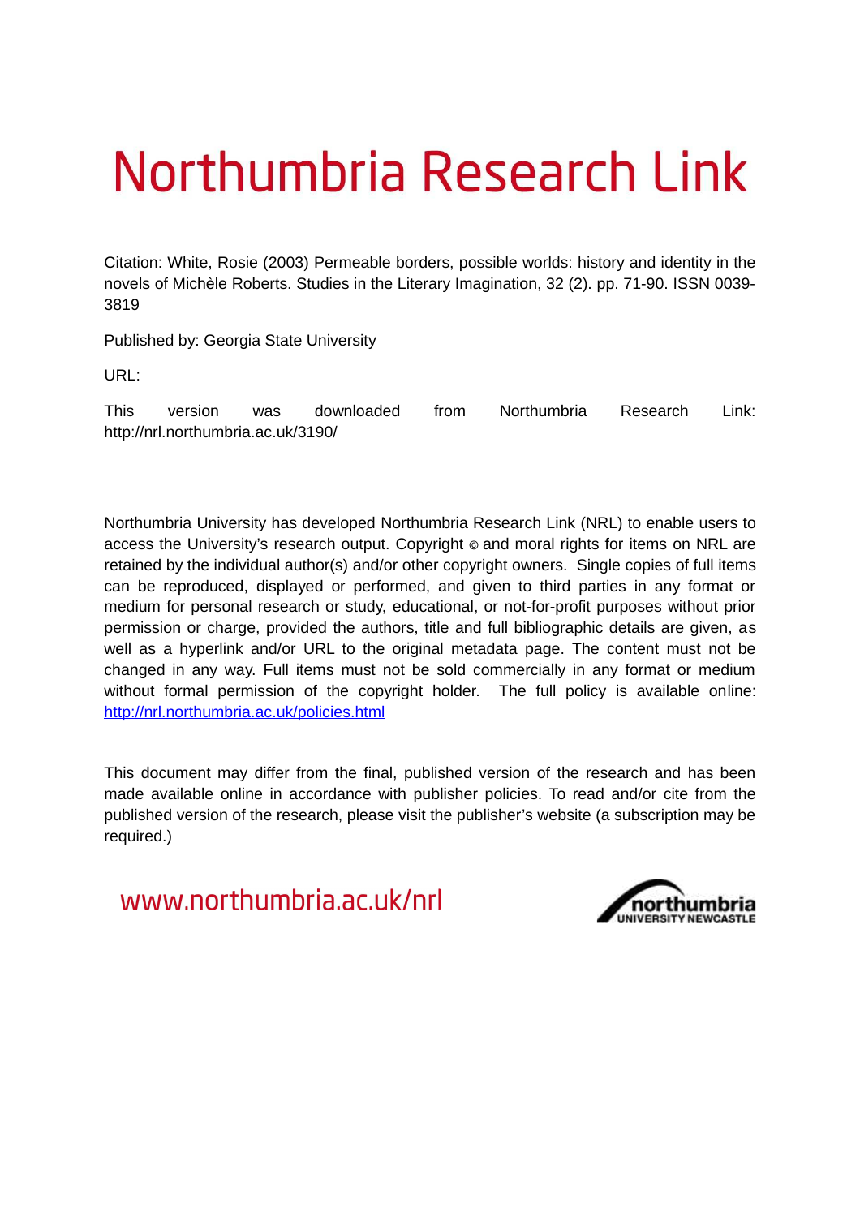# Northumbria Research Link

Citation: White, Rosie (2003) Permeable borders, possible worlds: history and identity in the novels of Michèle Roberts. Studies in the Literary Imagination, 32 (2). pp. 71-90. ISSN 0039-3819

Published by: Georgia State University

URL:

This version was downloaded from Northumbria Research Link: http://nrl.northumbria.ac.uk/3190/

Northumbria University has developed Northumbria Research Link (NRL) to enable users to access the University's research output. Copyright © and moral rights for items on NRL are retained by the individual author(s) and/or other copyright owners. Single copies of full items can be reproduced, displayed or performed, and given to third parties in any format or medium for personal research or study, educational, or not-for-profit purposes without prior permission or charge, provided the authors, title and full bibliographic details are given, as well as a hyperlink and/or URL to the original metadata page. The content must not be changed in any way. Full items must not be sold commercially in any format or medium without formal permission of the copyright holder. The full policy is available online: http://nrl.northumbria.ac.uk/policies.html

This document may differ from the final, published version of the research and has been made available online in accordance with publisher policies. To read and/or cite from the published version of the research, please visit the publisher's website (a subscription may be required.)

www.northumbria.ac.uk/nrl

northumbria UNIVERSITY NEWCASTLE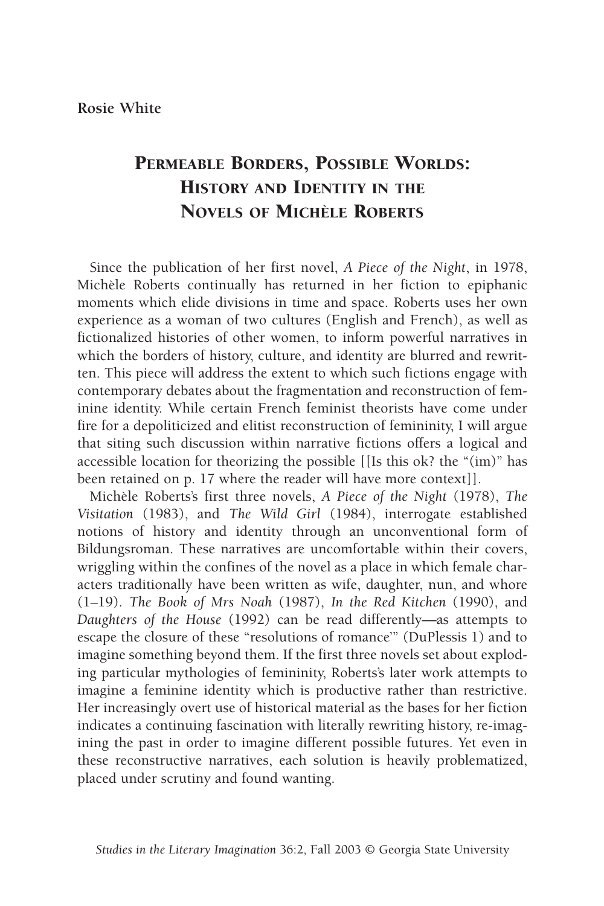**Rosie White**

# Permeable Borders, Possible Worlds: History and Identity in the Novels of Michèle Roberts

Since the publication of her first novel, *A Piece of the Night*, in 1978, Michèle Roberts continually has returned in her fiction to epiphanic moments which elide divisions in time and space. Roberts uses her own experience as a woman of two cultures (English and French), as well as fictionalized histories of other women, to inform powerful narratives in which the borders of history, culture, and identity are blurred and rewritten. This piece will address the extent to which such fictions engage with contemporary debates about the fragmentation and reconstruction of feminine identity. While certain French feminist theorists have come under fire for a depoliticized and elitist reconstruction of femininity, I will argue that siting such discussion within narrative fictions offers a logical and accessible location for theorizing the possible [[Is this ok? the "(im)" has been retained on p. 17 where the reader will have more context]].

Michèle Roberts's first three novels, *A Piece of the Night* (1978), *The Visitation* (1983), and *The Wild Girl* (1984), interrogate established notions of history and identity through an unconventional form of Bildungsroman. These narratives are uncomfortable within their covers, wriggling within the confines of the novel as a place in which female characters traditionally have been written as wife, daughter, nun, and whore (1–19). *The Book of Mrs Noah* (1987), *In the Red Kitchen* (1990), and *Daughters of the House* (1992) can be read differently—as attempts to escape the closure of these "resolutions of romance'" (DuPlessis 1) and to imagine something beyond them. If the first three novels set about exploding particular mythologies of femininity, Roberts's later work attempts to imagine a feminine identity which is productive rather than restrictive. Her increasingly overt use of historical material as the bases for her fiction indicates a continuing fascination with literally rewriting history, re-imagining the past in order to imagine different possible futures. Yet even in these reconstructive narratives, each solution is heavily problematized, placed under scrutiny and found wanting.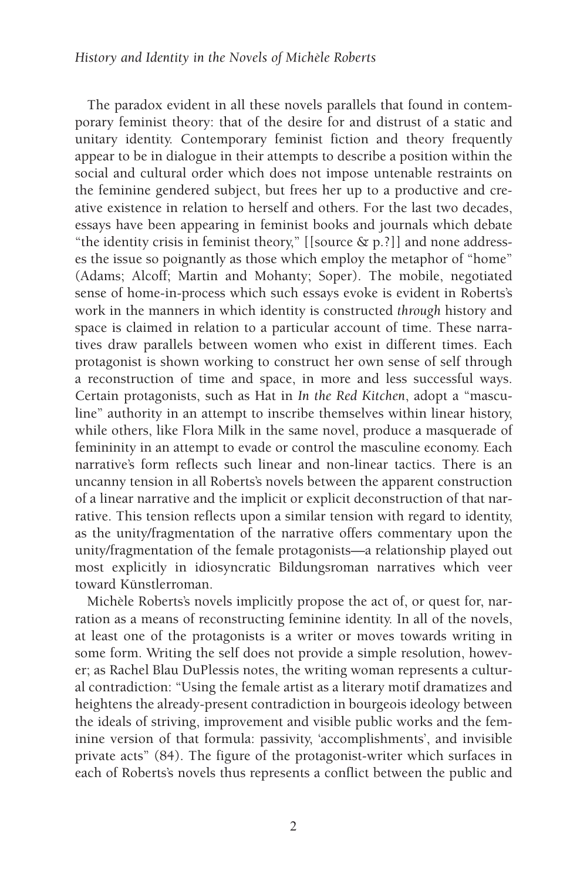The paradox evident in all these novels parallels that found in contemporary feminist theory: that of the desire for and distrust of a static and unitary identity. Contemporary feminist fiction and theory frequently appear to be in dialogue in their attempts to describe a position within the social and cultural order which does not impose untenable restraints on the feminine gendered subject, but frees her up to a productive and creative existence in relation to herself and others. For the last two decades, essays have been appearing in feminist books and journals which debate "the identity crisis in feminist theory," [[source & p.?]] and none addresses the issue so poignantly as those which employ the metaphor of "home" (Adams; Alcoff; Martin and Mohanty; Soper). The mobile, negotiated sense of home-in-process which such essays evoke is evident in Roberts's work in the manners in which identity is constructed *through* history and space is claimed in relation to a particular account of time. These narratives draw parallels between women who exist in different times. Each protagonist is shown working to construct her own sense of self through a reconstruction of time and space, in more and less successful ways. Certain protagonists, such as Hat in *In the Red Kitchen*, adopt a "masculine" authority in an attempt to inscribe themselves within linear history, while others, like Flora Milk in the same novel, produce a masquerade of femininity in an attempt to evade or control the masculine economy. Each narrative's form reflects such linear and non-linear tactics. There is an uncanny tension in all Roberts's novels between the apparent construction of a linear narrative and the implicit or explicit deconstruction of that narrative. This tension reflects upon a similar tension with regard to identity, as the unity/fragmentation of the narrative offers commentary upon the unity/fragmentation of the female protagonists—a relationship played out most explicitly in idiosyncratic Bildungsroman narratives which veer toward Künstlerroman.

Michèle Roberts's novels implicitly propose the act of, or quest for, narration as a means of reconstructing feminine identity. In all of the novels, at least one of the protagonists is a writer or moves towards writing in some form. Writing the self does not provide a simple resolution, however; as Rachel Blau DuPlessis notes, the writing woman represents a cultural contradiction: "Using the female artist as a literary motif dramatizes and heightens the already-present contradiction in bourgeois ideology between the ideals of striving, improvement and visible public works and the feminine version of that formula: passivity, 'accomplishments', and invisible private acts" (84). The figure of the protagonist-writer which surfaces in each of Roberts's novels thus represents a conflict between the public and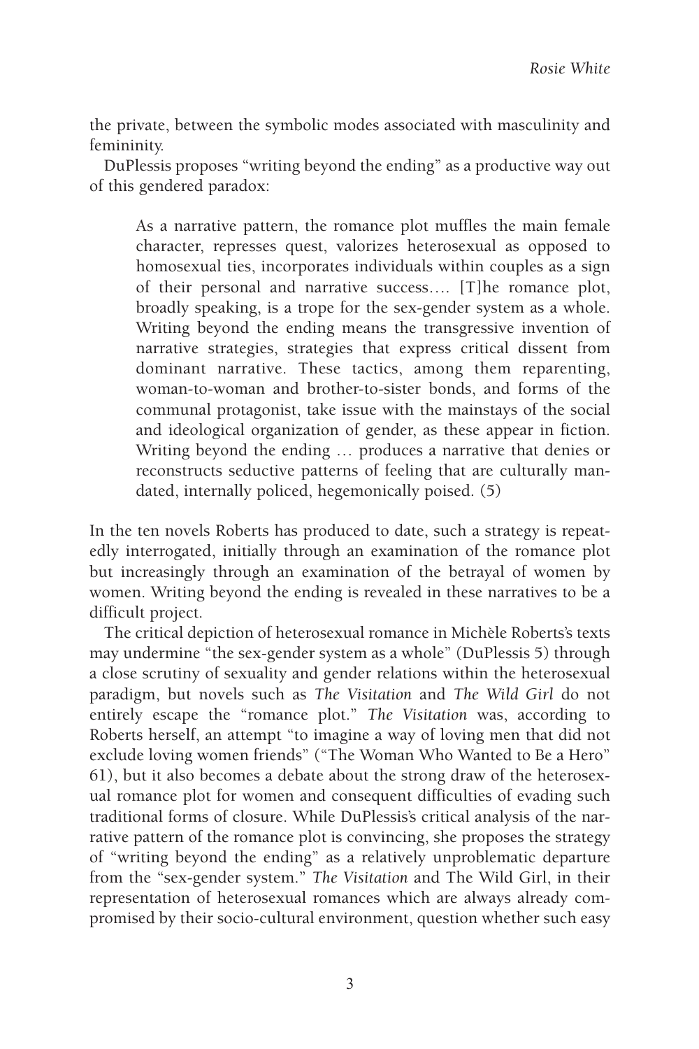the private, between the symbolic modes associated with masculinity and femininity.

DuPlessis proposes "writing beyond the ending" as a productive way out of this gendered paradox:

> As a narrative pattern, the romance plot muffles the main female character, represses quest, valorizes heterosexual as opposed to homosexual ties, incorporates individuals within couples as a sign of their personal and narrative success…. [T]he romance plot, broadly speaking, is a trope for the sex-gender system as a whole. Writing beyond the ending means the transgressive invention of narrative strategies, strategies that express critical dissent from dominant narrative. These tactics, among them reparenting, woman-to-woman and brother-to-sister bonds, and forms of the communal protagonist, take issue with the mainstays of the social and ideological organization of gender, as these appear in fiction. Writing beyond the ending … produces a narrative that denies or reconstructs seductive patterns of feeling that are culturally mandated, internally policed, hegemonically poised. (5)

In the ten novels Roberts has produced to date, such a strategy is repeatedly interrogated, initially through an examination of the romance plot but increasingly through an examination of the betrayal of women by women. Writing beyond the ending is revealed in these narratives to be a difficult project.

The critical depiction of heterosexual romance in Michèle Roberts's texts may undermine "the sex-gender system as a whole" (DuPlessis 5) through a close scrutiny of sexuality and gender relations within the heterosexual paradigm, but novels such as *The Visitation* and *The Wild Girl* do not entirely escape the "romance plot." *The Visitation* was, according to Roberts herself, an attempt "to imagine a way of loving men that did not exclude loving women friends" ("The Woman Who Wanted to Be a Hero" 61), but it also becomes a debate about the strong draw of the heterosexual romance plot for women and consequent difficulties of evading such traditional forms of closure. While DuPlessis's critical analysis of the narrative pattern of the romance plot is convincing, she proposes the strategy of "writing beyond the ending" as a relatively unproblematic departure from the "sex-gender system." *The Visitation* and The Wild Girl, in their representation of heterosexual romances which are always already compromised by their socio-cultural environment, question whether such easy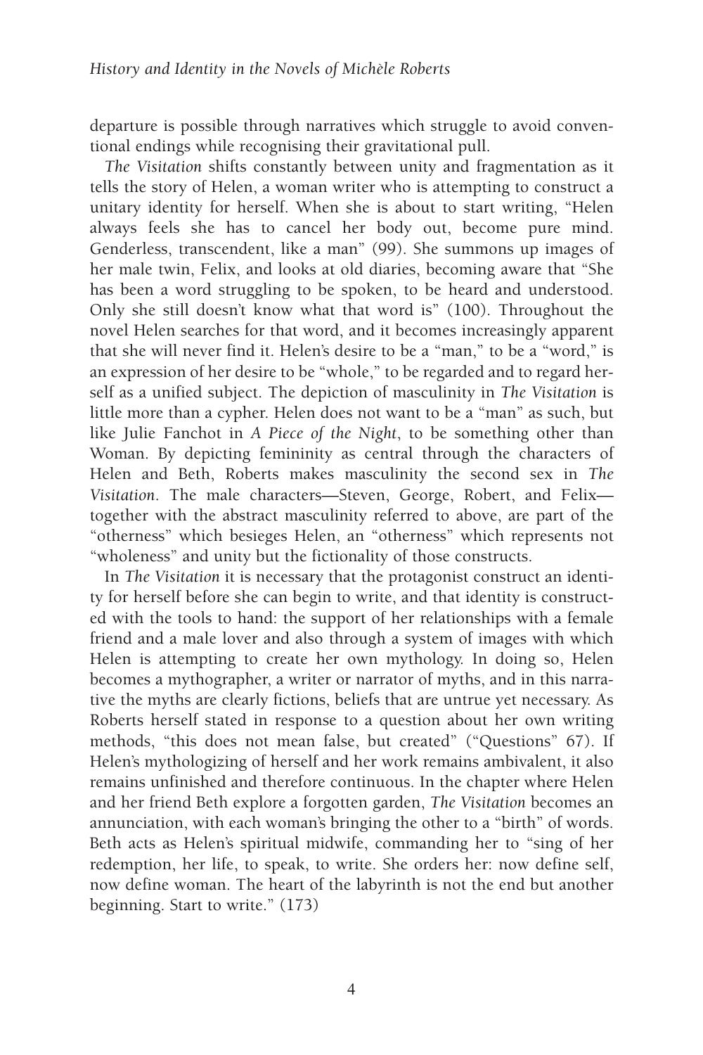departure is possible through narratives which struggle to avoid conventional endings while recognising their gravitational pull.

*The Visitation* shifts constantly between unity and fragmentation as it tells the story of Helen, a woman writer who is attempting to construct a unitary identity for herself. When she is about to start writing, "Helen always feels she has to cancel her body out, become pure mind. Genderless, transcendent, like a man" (99). She summons up images of her male twin, Felix, and looks at old diaries, becoming aware that "She has been a word struggling to be spoken, to be heard and understood. Only she still doesn't know what that word is" (100). Throughout the novel Helen searches for that word, and it becomes increasingly apparent that she will never find it. Helen's desire to be a "man," to be a "word," is an expression of her desire to be "whole," to be regarded and to regard herself as a unified subject. The depiction of masculinity in *The Visitation* is little more than a cypher. Helen does not want to be a "man" as such, but like Julie Fanchot in *A Piece of the Night*, to be something other than Woman. By depicting femininity as central through the characters of Helen and Beth, Roberts makes masculinity the second sex in *The Visitation*. The male characters—Steven, George, Robert, and Felix—together with the abstract masculinity referred to above, are part of the "otherness" which besieges Helen, an "otherness" which represents not "wholeness" and unity but the fictionality of those constructs.

In *The Visitation* it is necessary that the protagonist construct an identity for herself before she can begin to write, and that identity is constructed with the tools to hand: the support of her relationships with a female friend and a male lover and also through a system of images with which Helen is attempting to create her own mythology. In doing so, Helen becomes a mythographer, a writer or narrator of myths, and in this narrative the myths are clearly fictions, beliefs that are untrue yet necessary. As Roberts herself stated in response to a question about her own writing methods, "this does not mean false, but created" ("Questions" 67). If Helen's mythologizing of herself and her work remains ambivalent, it also remains unfinished and therefore continuous. In the chapter where Helen and her friend Beth explore a forgotten garden, *The Visitation* becomes an annunciation, with each woman's bringing the other to a "birth" of words. Beth acts as Helen's spiritual midwife, commanding her to "sing of her redemption, her life, to speak, to write. She orders her: now define self, now define woman. The heart of the labyrinth is not the end but another beginning. Start to write." (173)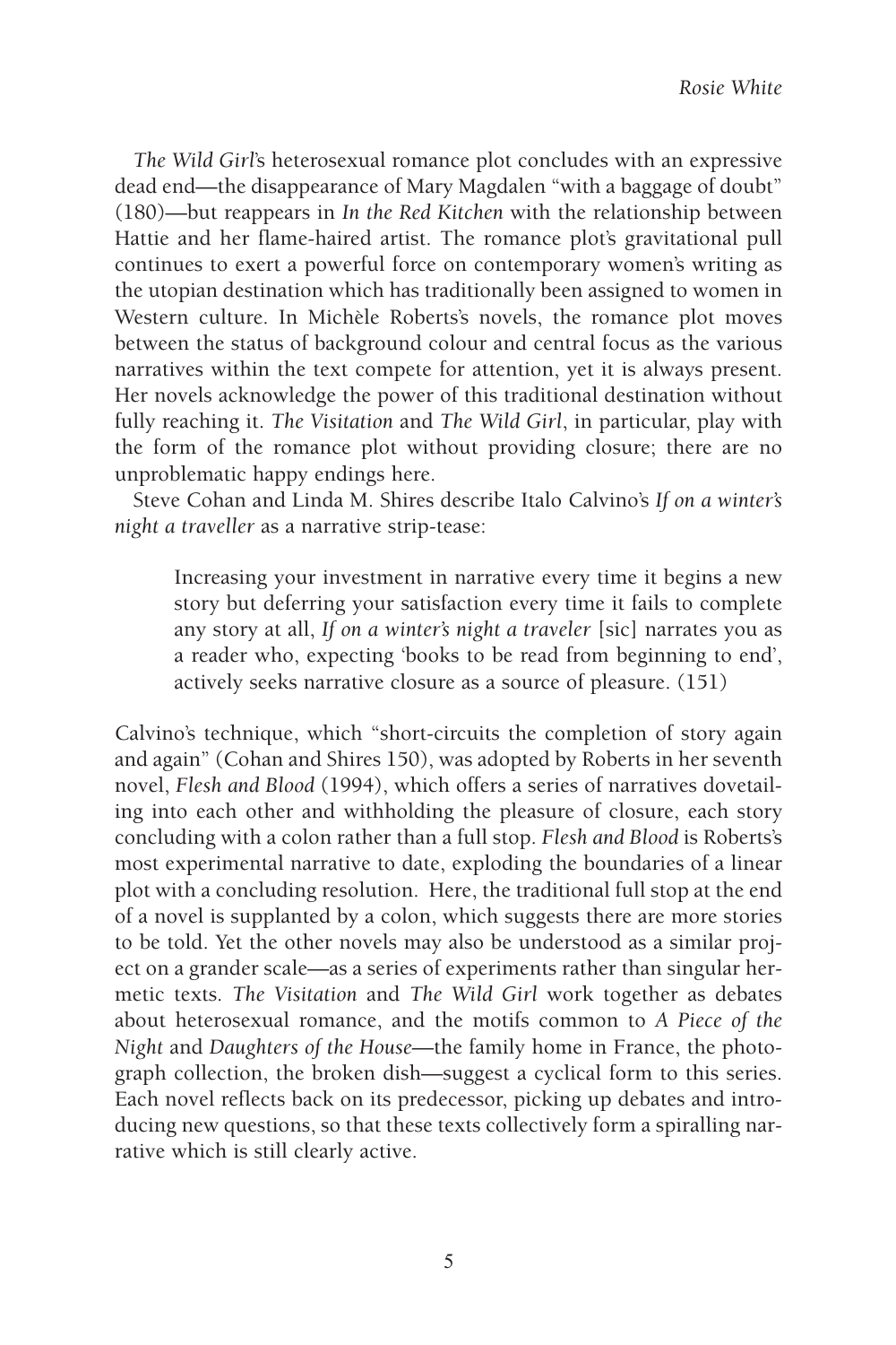*The Wild Girl*'s heterosexual romance plot concludes with an expressive dead end—the disappearance of Mary Magdalen "with a baggage of doubt" (180)—but reappears in *In the Red Kitchen* with the relationship between Hattie and her flame-haired artist. The romance plot's gravitational pull continues to exert a powerful force on contemporary women's writing as the utopian destination which has traditionally been assigned to women in Western culture. In Michèle Roberts's novels, the romance plot moves between the status of background colour and central focus as the various narratives within the text compete for attention, yet it is always present. Her novels acknowledge the power of this traditional destination without fully reaching it. *The Visitation* and *The Wild Girl*, in particular, play with the form of the romance plot without providing closure; there are no unproblematic happy endings here.

Steve Cohan and Linda M. Shires describe Italo Calvino's *If on a winter's night a traveller* as a narrative strip-tease:

> Increasing your investment in narrative every time it begins a new story but deferring your satisfaction every time it fails to complete any story at all, *If on a winter's night a traveler* [sic] narrates you as a reader who, expecting 'books to be read from beginning to end', actively seeks narrative closure as a source of pleasure. (151)

Calvino's technique, which "short-circuits the completion of story again and again" (Cohan and Shires 150), was adopted by Roberts in her seventh novel, *Flesh and Blood* (1994), which offers a series of narratives dovetailing into each other and withholding the pleasure of closure, each story concluding with a colon rather than a full stop. *Flesh and Blood* is Roberts's most experimental narrative to date, exploding the boundaries of a linear plot with a concluding resolution. Here, the traditional full stop at the end of a novel is supplanted by a colon, which suggests there are more stories to be told. Yet the other novels may also be understood as a similar project on a grander scale—as a series of experiments rather than singular hermetic texts. *The Visitation* and *The Wild Girl* work together as debates about heterosexual romance, and the motifs common to *A Piece of the Night* and *Daughters of the House*—the family home in France, the photograph collection, the broken dish—suggest a cyclical form to this series. Each novel reflects back on its predecessor, picking up debates and introducing new questions, so that these texts collectively form a spiralling narrative which is still clearly active.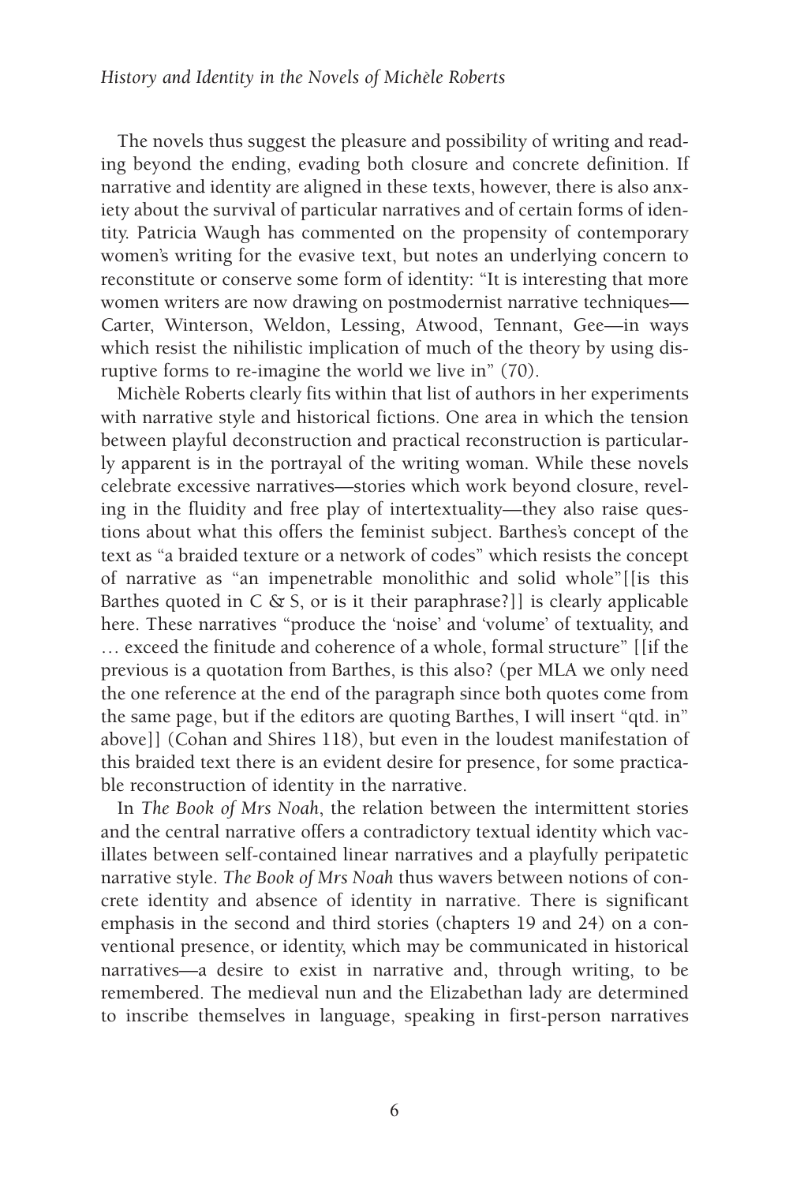The novels thus suggest the pleasure and possibility of writing and reading beyond the ending, evading both closure and concrete definition. If narrative and identity are aligned in these texts, however, there is also anxiety about the survival of particular narratives and of certain forms of identity. Patricia Waugh has commented on the propensity of contemporary women's writing for the evasive text, but notes an underlying concern to reconstitute or conserve some form of identity: "It is interesting that more women writers are now drawing on postmodernist narrative techniques—Carter, Winterson, Weldon, Lessing, Atwood, Tennant, Gee—in ways which resist the nihilistic implication of much of the theory by using disruptive forms to re-imagine the world we live in" (70).

Michèle Roberts clearly fits within that list of authors in her experiments with narrative style and historical fictions. One area in which the tension between playful deconstruction and practical reconstruction is particularly apparent is in the portrayal of the writing woman. While these novels celebrate excessive narratives—stories which work beyond closure, reveling in the fluidity and free play of intertextuality—they also raise questions about what this offers the feminist subject. Barthes's concept of the text as "a braided texture or a network of codes" which resists the concept of narrative as "an impenetrable monolithic and solid whole"[[is this Barthes quoted in C & S, or is it their paraphrase?]] is clearly applicable here. These narratives "produce the 'noise' and 'volume' of textuality, and … exceed the finitude and coherence of a whole, formal structure" [[if the previous is a quotation from Barthes, is this also? (per MLA we only need the one reference at the end of the paragraph since both quotes come from the same page, but if the editors are quoting Barthes, I will insert "qtd. in" above]] (Cohan and Shires 118), but even in the loudest manifestation of this braided text there is an evident desire for presence, for some practicable reconstruction of identity in the narrative.

In *The Book of Mrs Noah*, the relation between the intermittent stories and the central narrative offers a contradictory textual identity which vacillates between self-contained linear narratives and a playfully peripatetic narrative style. *The Book of Mrs Noah* thus wavers between notions of concrete identity and absence of identity in narrative. There is significant emphasis in the second and third stories (chapters 19 and 24) on a conventional presence, or identity, which may be communicated in historical narratives—a desire to exist in narrative and, through writing, to be remembered. The medieval nun and the Elizabethan lady are determined to inscribe themselves in language, speaking in first-person narratives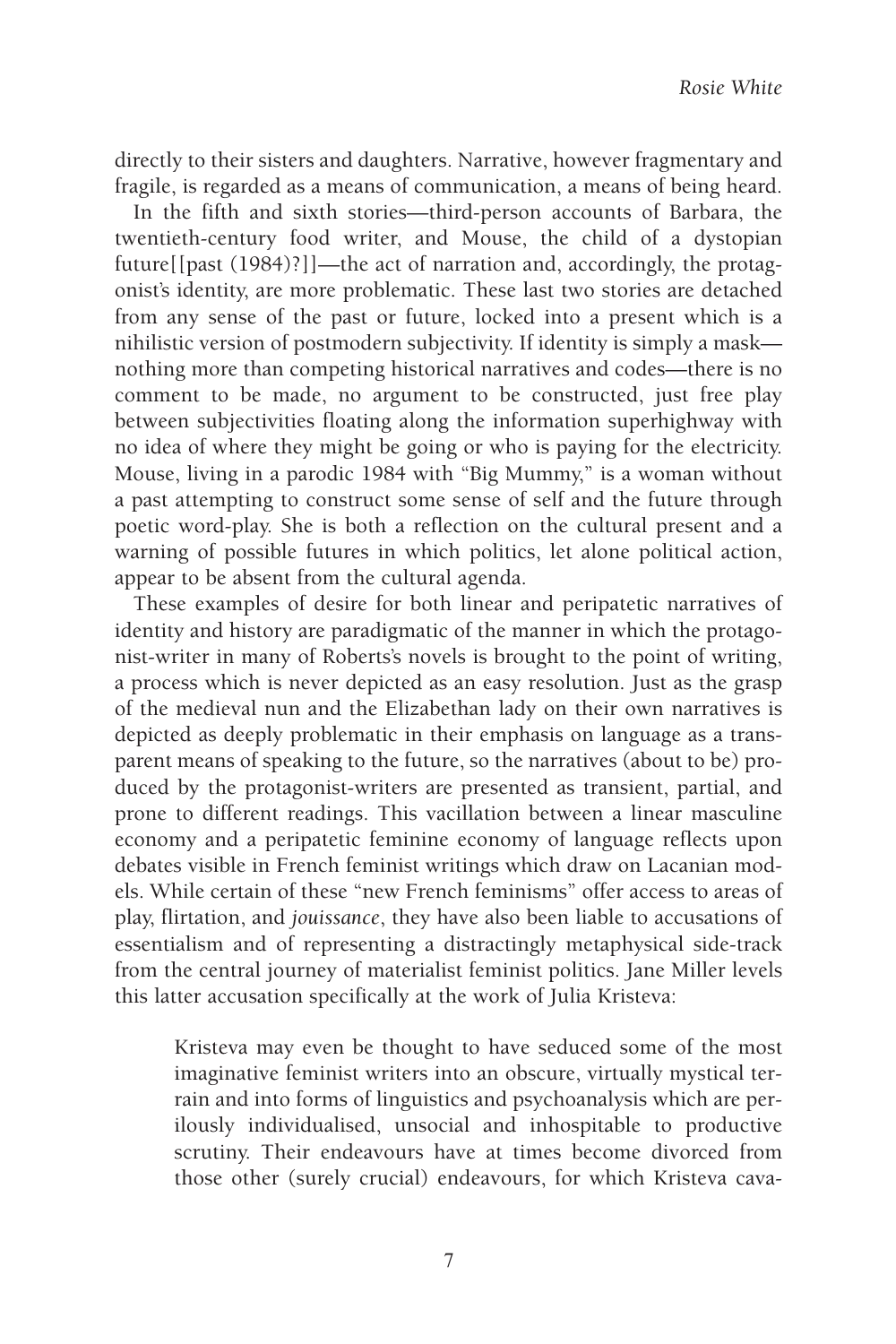directly to their sisters and daughters. Narrative, however fragmentary and fragile, is regarded as a means of communication, a means of being heard.

In the fifth and sixth stories—third-person accounts of Barbara, the twentieth-century food writer, and Mouse, the child of a dystopian future[[past (1984)?]]—the act of narration and, accordingly, the protagonist's identity, are more problematic. These last two stories are detached from any sense of the past or future, locked into a present which is a nihilistic version of postmodern subjectivity. If identity is simply a mask—nothing more than competing historical narratives and codes—there is no comment to be made, no argument to be constructed, just free play between subjectivities floating along the information superhighway with no idea of where they might be going or who is paying for the electricity. Mouse, living in a parodic 1984 with "Big Mummy," is a woman without a past attempting to construct some sense of self and the future through poetic word-play. She is both a reflection on the cultural present and a warning of possible futures in which politics, let alone political action, appear to be absent from the cultural agenda.

These examples of desire for both linear and peripatetic narratives of identity and history are paradigmatic of the manner in which the protagonist-writer in many of Roberts's novels is brought to the point of writing, a process which is never depicted as an easy resolution. Just as the grasp of the medieval nun and the Elizabethan lady on their own narratives is depicted as deeply problematic in their emphasis on language as a transparent means of speaking to the future, so the narratives (about to be) produced by the protagonist-writers are presented as transient, partial, and prone to different readings. This vacillation between a linear masculine economy and a peripatetic feminine economy of language reflects upon debates visible in French feminist writings which draw on Lacanian models. While certain of these "new French feminisms" offer access to areas of play, flirtation, and *jouissance*, they have also been liable to accusations of essentialism and of representing a distractingly metaphysical side-track from the central journey of materialist feminist politics. Jane Miller levels this latter accusation specifically at the work of Julia Kristeva:

> Kristeva may even be thought to have seduced some of the most imaginative feminist writers into an obscure, virtually mystical terrain and into forms of linguistics and psychoanalysis which are perilously individualised, unsocial and inhospitable to productive scrutiny. Their endeavours have at times become divorced from those other (surely crucial) endeavours, for which Kristeva cava-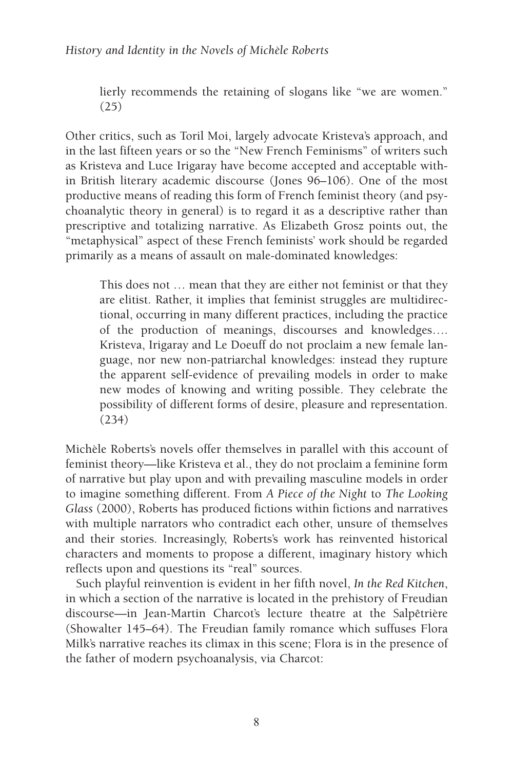lierly recommends the retaining of slogans like "we are women." (25)

Other critics, such as Toril Moi, largely advocate Kristeva's approach, and in the last fifteen years or so the "New French Feminisms" of writers such as Kristeva and Luce Irigaray have become accepted and acceptable within British literary academic discourse (Jones 96–106). One of the most productive means of reading this form of French feminist theory (and psychoanalytic theory in general) is to regard it as a descriptive rather than prescriptive and totalizing narrative. As Elizabeth Grosz points out, the "metaphysical" aspect of these French feminists' work should be regarded primarily as a means of assault on male-dominated knowledges:

> This does not … mean that they are either not feminist or that they are elitist. Rather, it implies that feminist struggles are multidirectional, occurring in many different practices, including the practice of the production of meanings, discourses and knowledges…. Kristeva, Irigaray and Le Doeuff do not proclaim a new female language, nor new non-patriarchal knowledges: instead they rupture the apparent self-evidence of prevailing models in order to make new modes of knowing and writing possible. They celebrate the possibility of different forms of desire, pleasure and representation. (234)

Michèle Roberts's novels offer themselves in parallel with this account of feminist theory—like Kristeva et al., they do not proclaim a feminine form of narrative but play upon and with prevailing masculine models in order to imagine something different. From *A Piece of the Night* to *The Looking Glass* (2000), Roberts has produced fictions within fictions and narratives with multiple narrators who contradict each other, unsure of themselves and their stories. Increasingly, Roberts's work has reinvented historical characters and moments to propose a different, imaginary history which reflects upon and questions its "real" sources.

Such playful reinvention is evident in her fifth novel, *In the Red Kitchen*, in which a section of the narrative is located in the prehistory of Freudian discourse—in Jean-Martin Charcot's lecture theatre at the Salpêtrière (Showalter 145–64). The Freudian family romance which suffuses Flora Milk's narrative reaches its climax in this scene; Flora is in the presence of the father of modern psychoanalysis, via Charcot: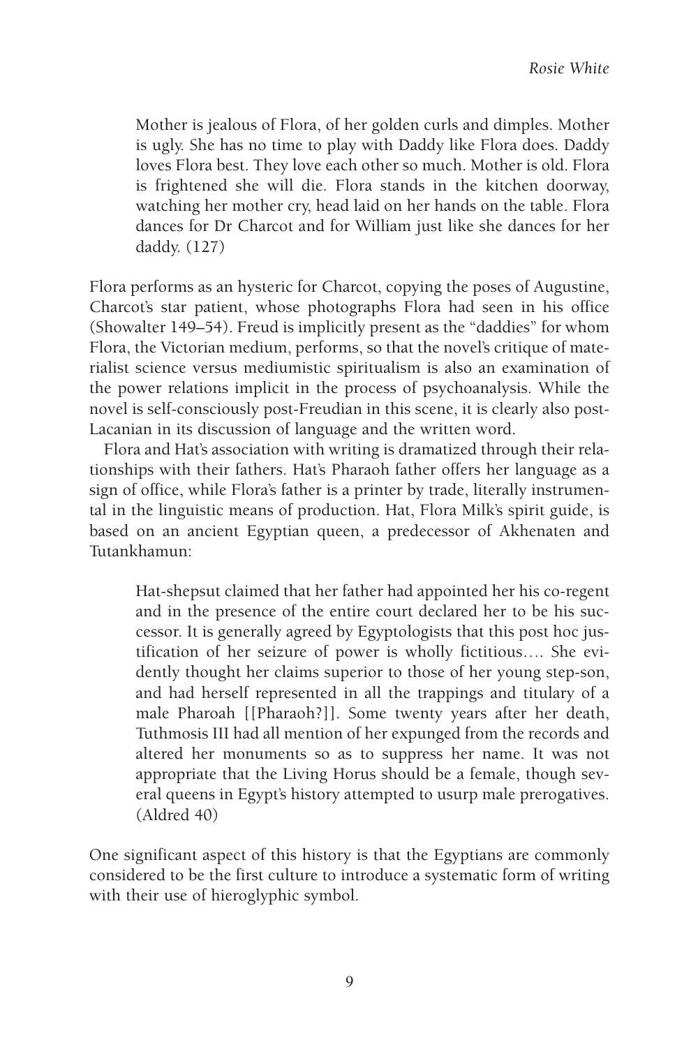> Mother is jealous of Flora, of her golden curls and dimples. Mother is ugly. She has no time to play with Daddy like Flora does. Daddy loves Flora best. They love each other so much. Mother is old. Flora is frightened she will die. Flora stands in the kitchen doorway, watching her mother cry, head laid on her hands on the table. Flora dances for Dr Charcot and for William just like she dances for her daddy. (127)

Flora performs as an hysteric for Charcot, copying the poses of Augustine, Charcot's star patient, whose photographs Flora had seen in his office (Showalter 149–54). Freud is implicitly present as the "daddies" for whom Flora, the Victorian medium, performs, so that the novel's critique of materialist science versus mediumistic spiritualism is also an examination of the power relations implicit in the process of psychoanalysis. While the novel is self-consciously post-Freudian in this scene, it is clearly also post-Lacanian in its discussion of language and the written word.

Flora and Hat's association with writing is dramatized through their relationships with their fathers. Hat's Pharaoh father offers her language as a sign of office, while Flora's father is a printer by trade, literally instrumental in the linguistic means of production. Hat, Flora Milk's spirit guide, is based on an ancient Egyptian queen, a predecessor of Akhenaten and Tutankhamun:

> Hat-shepsut claimed that her father had appointed her his co-regent and in the presence of the entire court declared her to be his successor. It is generally agreed by Egyptologists that this post hoc justification of her seizure of power is wholly fictitious…. She evidently thought her claims superior to those of her young step-son, and had herself represented in all the trappings and titulary of a male Pharoah [[Pharaoh?]]. Some twenty years after her death, Tuthmosis III had all mention of her expunged from the records and altered her monuments so as to suppress her name. It was not appropriate that the Living Horus should be a female, though several queens in Egypt's history attempted to usurp male prerogatives. (Aldred 40)

One significant aspect of this history is that the Egyptians are commonly considered to be the first culture to introduce a systematic form of writing with their use of hieroglyphic symbol.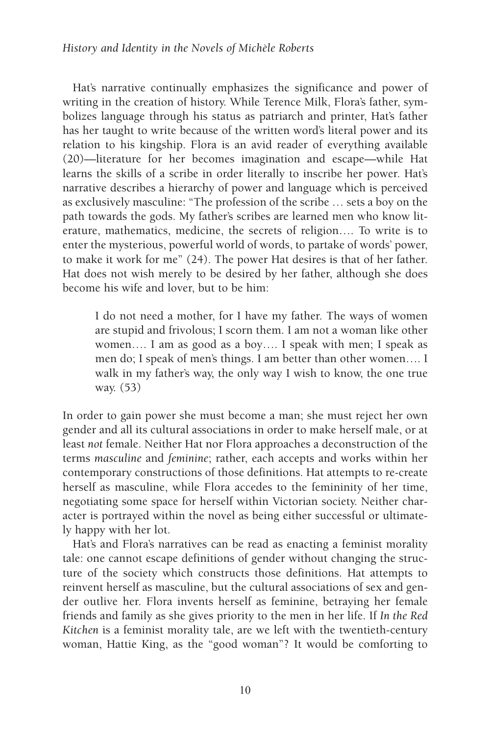Hat's narrative continually emphasizes the significance and power of writing in the creation of history. While Terence Milk, Flora's father, symbolizes language through his status as patriarch and printer, Hat's father has her taught to write because of the written word's literal power and its relation to his kingship. Flora is an avid reader of everything available (20)—literature for her becomes imagination and escape—while Hat learns the skills of a scribe in order literally to inscribe her power. Hat's narrative describes a hierarchy of power and language which is perceived as exclusively masculine: "The profession of the scribe … sets a boy on the path towards the gods. My father's scribes are learned men who know literature, mathematics, medicine, the secrets of religion…. To write is to enter the mysterious, powerful world of words, to partake of words' power, to make it work for me" (24). The power Hat desires is that of her father. Hat does not wish merely to be desired by her father, although she does become his wife and lover, but to be him:

> I do not need a mother, for I have my father. The ways of women are stupid and frivolous; I scorn them. I am not a woman like other women…. I am as good as a boy…. I speak with men; I speak as men do; I speak of men's things. I am better than other women…. I walk in my father's way, the only way I wish to know, the one true way. (53)

In order to gain power she must become a man; she must reject her own gender and all its cultural associations in order to make herself male, or at least *not* female. Neither Hat nor Flora approaches a deconstruction of the terms *masculine* and *feminine*; rather, each accepts and works within her contemporary constructions of those definitions. Hat attempts to re-create herself as masculine, while Flora accedes to the femininity of her time, negotiating some space for herself within Victorian society. Neither character is portrayed within the novel as being either successful or ultimately happy with her lot.

Hat's and Flora's narratives can be read as enacting a feminist morality tale: one cannot escape definitions of gender without changing the structure of the society which constructs those definitions. Hat attempts to reinvent herself as masculine, but the cultural associations of sex and gender outlive her. Flora invents herself as feminine, betraying her female friends and family as she gives priority to the men in her life. If *In the Red Kitchen* is a feminist morality tale, are we left with the twentieth-century woman, Hattie King, as the "good woman"? It would be comforting to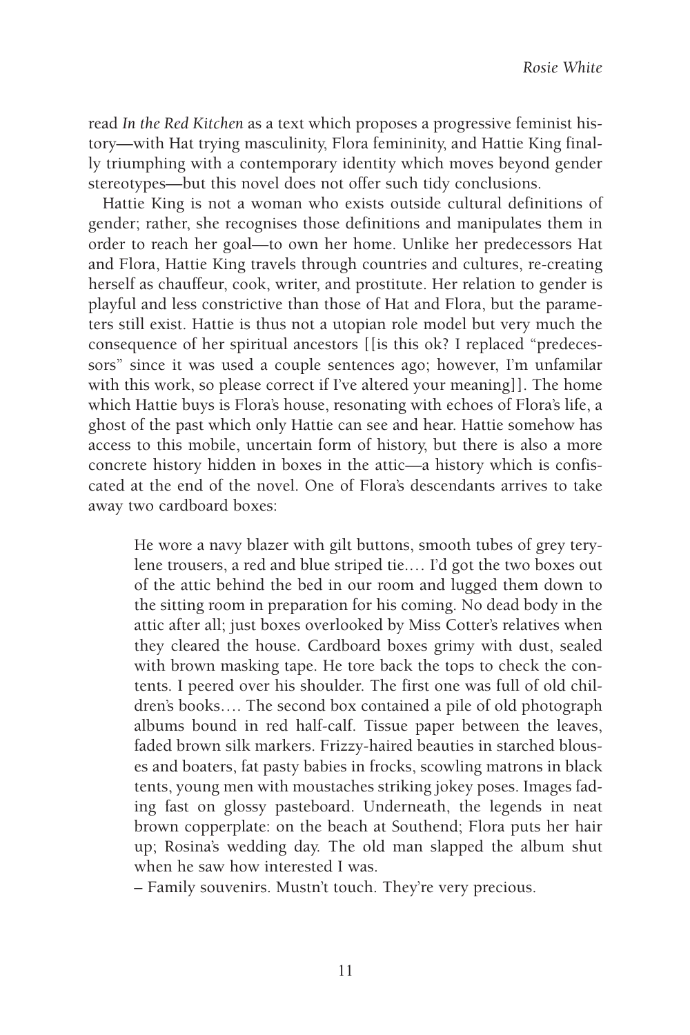read *In the Red Kitchen* as a text which proposes a progressive feminist history—with Hat trying masculinity, Flora femininity, and Hattie King finally triumphing with a contemporary identity which moves beyond gender stereotypes—but this novel does not offer such tidy conclusions.

Hattie King is not a woman who exists outside cultural definitions of gender; rather, she recognises those definitions and manipulates them in order to reach her goal—to own her home. Unlike her predecessors Hat and Flora, Hattie King travels through countries and cultures, re-creating herself as chauffeur, cook, writer, and prostitute. Her relation to gender is playful and less constrictive than those of Hat and Flora, but the parameters still exist. Hattie is thus not a utopian role model but very much the consequence of her spiritual ancestors [[is this ok? I replaced "predecessors" since it was used a couple sentences ago; however, I'm unfamilar with this work, so please correct if I've altered your meaning]]. The home which Hattie buys is Flora's house, resonating with echoes of Flora's life, a ghost of the past which only Hattie can see and hear. Hattie somehow has access to this mobile, uncertain form of history, but there is also a more concrete history hidden in boxes in the attic—a history which is confiscated at the end of the novel. One of Flora's descendants arrives to take away two cardboard boxes:

> He wore a navy blazer with gilt buttons, smooth tubes of grey terylene trousers, a red and blue striped tie.… I'd got the two boxes out of the attic behind the bed in our room and lugged them down to the sitting room in preparation for his coming. No dead body in the attic after all; just boxes overlooked by Miss Cotter's relatives when they cleared the house. Cardboard boxes grimy with dust, sealed with brown masking tape. He tore back the tops to check the contents. I peered over his shoulder. The first one was full of old children's books…. The second box contained a pile of old photograph albums bound in red half-calf. Tissue paper between the leaves, faded brown silk markers. Frizzy-haired beauties in starched blouses and boaters, fat pasty babies in frocks, scowling matrons in black tents, young men with moustaches striking jokey poses. Images fading fast on glossy pasteboard. Underneath, the legends in neat brown copperplate: on the beach at Southend; Flora puts her hair up; Rosina's wedding day. The old man slapped the album shut when he saw how interested I was.
>
> – Family souvenirs. Mustn't touch. They're very precious.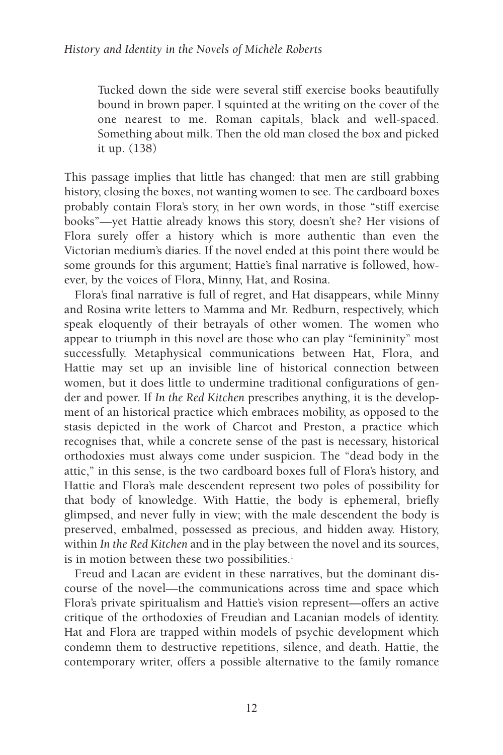> Tucked down the side were several stiff exercise books beautifully bound in brown paper. I squinted at the writing on the cover of the one nearest to me. Roman capitals, black and well-spaced. Something about milk. Then the old man closed the box and picked it up. (138)

This passage implies that little has changed: that men are still grabbing history, closing the boxes, not wanting women to see. The cardboard boxes probably contain Flora's story, in her own words, in those "stiff exercise books"—yet Hattie already knows this story, doesn't she? Her visions of Flora surely offer a history which is more authentic than even the Victorian medium's diaries. If the novel ended at this point there would be some grounds for this argument; Hattie's final narrative is followed, however, by the voices of Flora, Minny, Hat, and Rosina.

Flora's final narrative is full of regret, and Hat disappears, while Minny and Rosina write letters to Mamma and Mr. Redburn, respectively, which speak eloquently of their betrayals of other women. The women who appear to triumph in this novel are those who can play "femininity" most successfully. Metaphysical communications between Hat, Flora, and Hattie may set up an invisible line of historical connection between women, but it does little to undermine traditional configurations of gender and power. If *In the Red Kitchen* prescribes anything, it is the development of an historical practice which embraces mobility, as opposed to the stasis depicted in the work of Charcot and Preston, a practice which recognises that, while a concrete sense of the past is necessary, historical orthodoxies must always come under suspicion. The "dead body in the attic," in this sense, is the two cardboard boxes full of Flora's history, and Hattie and Flora's male descendent represent two poles of possibility for that body of knowledge. With Hattie, the body is ephemeral, briefly glimpsed, and never fully in view; with the male descendent the body is preserved, embalmed, possessed as precious, and hidden away. History, within *In the Red Kitchen* and in the play between the novel and its sources, is in motion between these two possibilities.[1]

Freud and Lacan are evident in these narratives, but the dominant discourse of the novel—the communications across time and space which Flora's private spiritualism and Hattie's vision represent—offers an active critique of the orthodoxies of Freudian and Lacanian models of identity. Hat and Flora are trapped within models of psychic development which condemn them to destructive repetitions, silence, and death. Hattie, the contemporary writer, offers a possible alternative to the family romance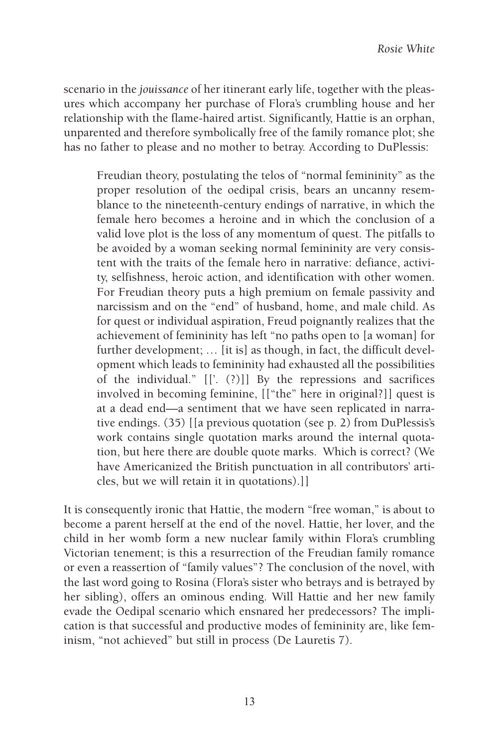scenario in the *jouissance* of her itinerant early life, together with the pleasures which accompany her purchase of Flora's crumbling house and her relationship with the flame-haired artist. Significantly, Hattie is an orphan, unparented and therefore symbolically free of the family romance plot; she has no father to please and no mother to betray. According to DuPlessis:

> Freudian theory, postulating the telos of "normal femininity" as the proper resolution of the oedipal crisis, bears an uncanny resemblance to the nineteenth-century endings of narrative, in which the female hero becomes a heroine and in which the conclusion of a valid love plot is the loss of any momentum of quest. The pitfalls to be avoided by a woman seeking normal femininity are very consistent with the traits of the female hero in narrative: defiance, activity, selfishness, heroic action, and identification with other women. For Freudian theory puts a high premium on female passivity and narcissism and on the "end" of husband, home, and male child. As for quest or individual aspiration, Freud poignantly realizes that the achievement of femininity has left "no paths open to [a woman] for further development; … [it is] as though, in fact, the difficult development which leads to femininity had exhausted all the possibilities of the individual." [['. (?)]] By the repressions and sacrifices involved in becoming feminine, [["the" here in original?]] quest is at a dead end—a sentiment that we have seen replicated in narrative endings. (35) [[a previous quotation (see p. 2) from DuPlessis's work contains single quotation marks around the internal quotation, but here there are double quote marks. Which is correct? (We have Americanized the British punctuation in all contributors' articles, but we will retain it in quotations).]]

It is consequently ironic that Hattie, the modern "free woman," is about to become a parent herself at the end of the novel. Hattie, her lover, and the child in her womb form a new nuclear family within Flora's crumbling Victorian tenement; is this a resurrection of the Freudian family romance or even a reassertion of "family values"? The conclusion of the novel, with the last word going to Rosina (Flora's sister who betrays and is betrayed by her sibling), offers an ominous ending. Will Hattie and her new family evade the Oedipal scenario which ensnared her predecessors? The implication is that successful and productive modes of femininity are, like feminism, "not achieved" but still in process (De Lauretis 7).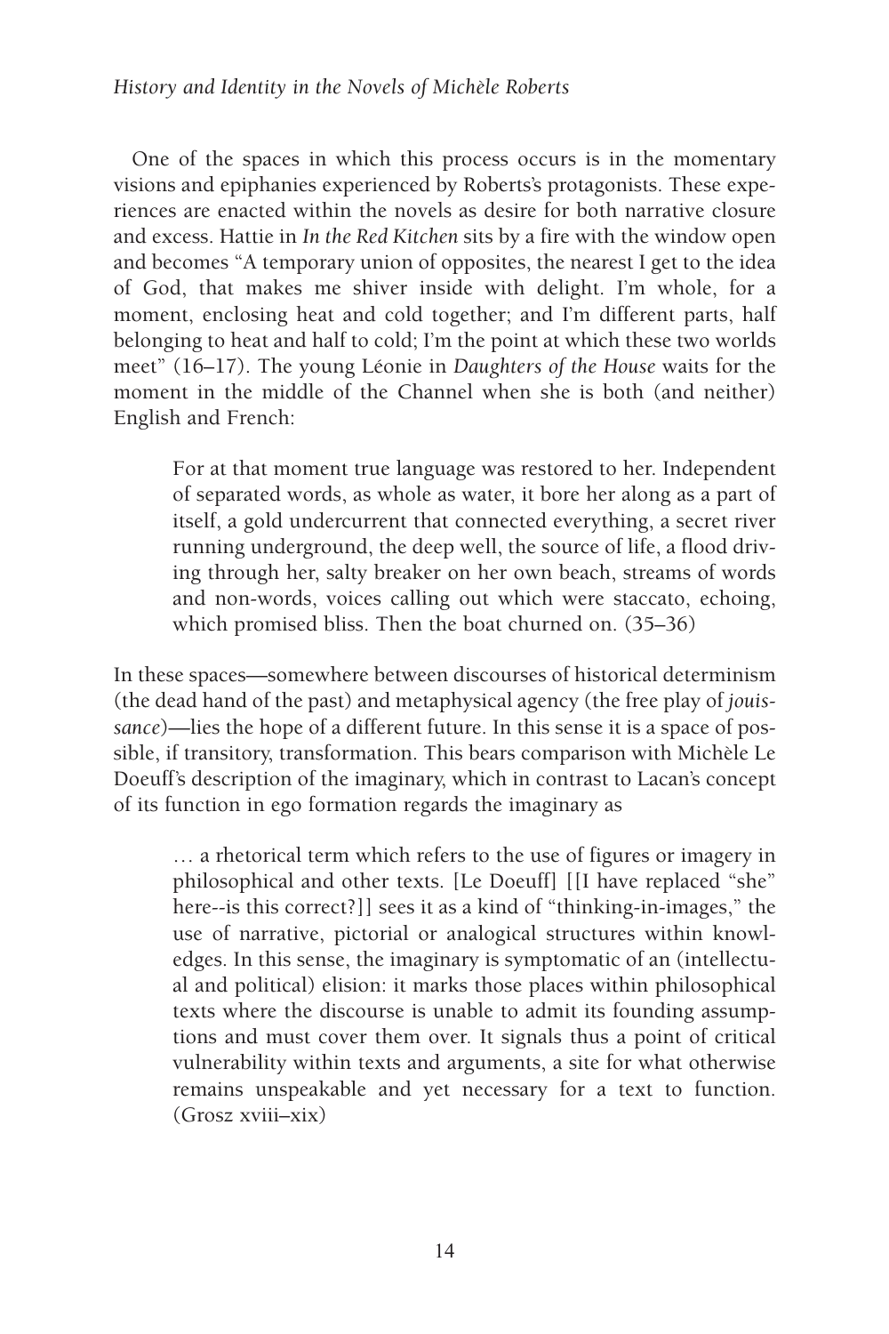One of the spaces in which this process occurs is in the momentary visions and epiphanies experienced by Roberts's protagonists. These experiences are enacted within the novels as desire for both narrative closure and excess. Hattie in *In the Red Kitchen* sits by a fire with the window open and becomes "A temporary union of opposites, the nearest I get to the idea of God, that makes me shiver inside with delight. I'm whole, for a moment, enclosing heat and cold together; and I'm different parts, half belonging to heat and half to cold; I'm the point at which these two worlds meet" (16–17). The young Léonie in *Daughters of the House* waits for the moment in the middle of the Channel when she is both (and neither) English and French:

> For at that moment true language was restored to her. Independent of separated words, as whole as water, it bore her along as a part of itself, a gold undercurrent that connected everything, a secret river running underground, the deep well, the source of life, a flood driving through her, salty breaker on her own beach, streams of words and non-words, voices calling out which were staccato, echoing, which promised bliss. Then the boat churned on. (35–36)

In these spaces—somewhere between discourses of historical determinism (the dead hand of the past) and metaphysical agency (the free play of *jouissance*)—lies the hope of a different future. In this sense it is a space of possible, if transitory, transformation. This bears comparison with Michèle Le Doeuff's description of the imaginary, which in contrast to Lacan's concept of its function in ego formation regards the imaginary as

> … a rhetorical term which refers to the use of figures or imagery in philosophical and other texts. [Le Doeuff] [[I have replaced "she" here--is this correct?]] sees it as a kind of "thinking-in-images," the use of narrative, pictorial or analogical structures within knowledges. In this sense, the imaginary is symptomatic of an (intellectual and political) elision: it marks those places within philosophical texts where the discourse is unable to admit its founding assumptions and must cover them over. It signals thus a point of critical vulnerability within texts and arguments, a site for what otherwise remains unspeakable and yet necessary for a text to function. (Grosz xviii–xix)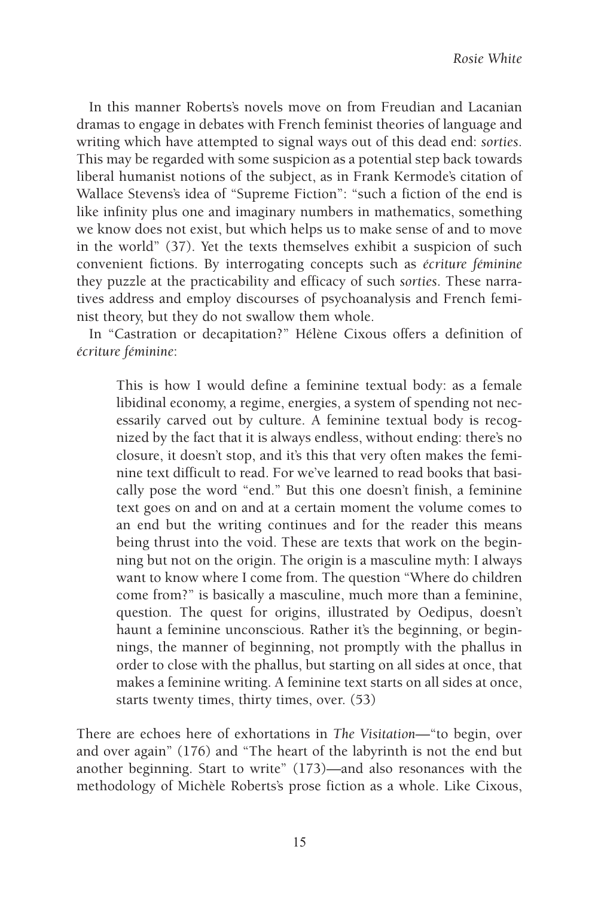In this manner Roberts's novels move on from Freudian and Lacanian dramas to engage in debates with French feminist theories of language and writing which have attempted to signal ways out of this dead end: *sorties*. This may be regarded with some suspicion as a potential step back towards liberal humanist notions of the subject, as in Frank Kermode's citation of Wallace Stevens's idea of "Supreme Fiction": "such a fiction of the end is like infinity plus one and imaginary numbers in mathematics, something we know does not exist, but which helps us to make sense of and to move in the world" (37). Yet the texts themselves exhibit a suspicion of such convenient fictions. By interrogating concepts such as *écriture féminine* they puzzle at the practicability and efficacy of such *sorties*. These narratives address and employ discourses of psychoanalysis and French feminist theory, but they do not swallow them whole.

In "Castration or decapitation?" Hélène Cixous offers a definition of *écriture féminine*:

> This is how I would define a feminine textual body: as a female libidinal economy, a regime, energies, a system of spending not necessarily carved out by culture. A feminine textual body is recognized by the fact that it is always endless, without ending: there's no closure, it doesn't stop, and it's this that very often makes the feminine text difficult to read. For we've learned to read books that basically pose the word "end." But this one doesn't finish, a feminine text goes on and on and at a certain moment the volume comes to an end but the writing continues and for the reader this means being thrust into the void. These are texts that work on the beginning but not on the origin. The origin is a masculine myth: I always want to know where I come from. The question "Where do children come from?" is basically a masculine, much more than a feminine, question. The quest for origins, illustrated by Oedipus, doesn't haunt a feminine unconscious. Rather it's the beginning, or beginnings, the manner of beginning, not promptly with the phallus in order to close with the phallus, but starting on all sides at once, that makes a feminine writing. A feminine text starts on all sides at once, starts twenty times, thirty times, over. (53)

There are echoes here of exhortations in *The Visitation*—"to begin, over and over again" (176) and "The heart of the labyrinth is not the end but another beginning. Start to write" (173)—and also resonances with the methodology of Michèle Roberts's prose fiction as a whole. Like Cixous,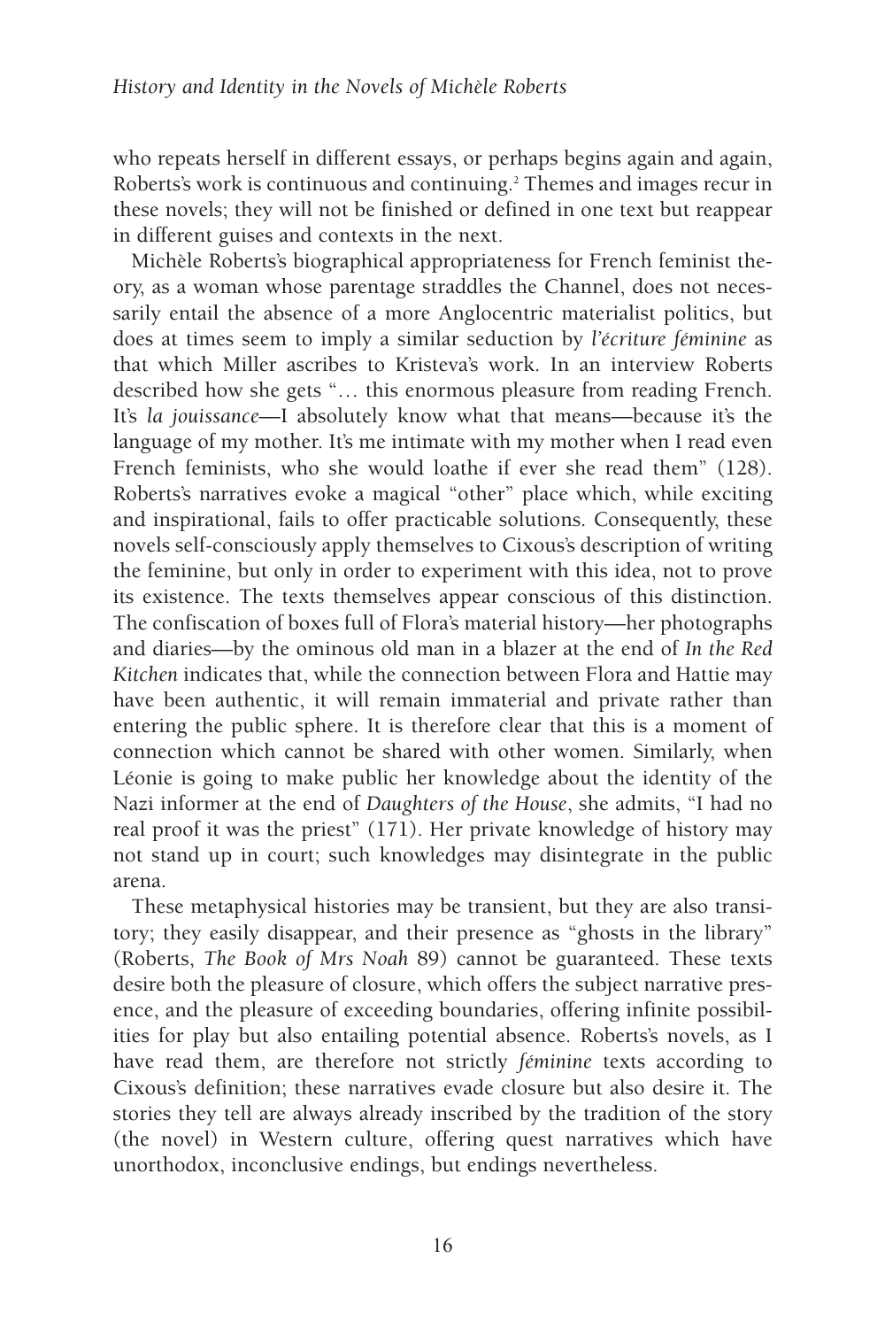who repeats herself in different essays, or perhaps begins again and again, Roberts's work is continuous and continuing.[2] Themes and images recur in these novels; they will not be finished or defined in one text but reappear in different guises and contexts in the next.

Michèle Roberts's biographical appropriateness for French feminist theory, as a woman whose parentage straddles the Channel, does not necessarily entail the absence of a more Anglocentric materialist politics, but does at times seem to imply a similar seduction by *l'écriture féminine* as that which Miller ascribes to Kristeva's work. In an interview Roberts described how she gets "… this enormous pleasure from reading French. It's *la jouissance*—I absolutely know what that means—because it's the language of my mother. It's me intimate with my mother when I read even French feminists, who she would loathe if ever she read them" (128). Roberts's narratives evoke a magical "other" place which, while exciting and inspirational, fails to offer practicable solutions. Consequently, these novels self-consciously apply themselves to Cixous's description of writing the feminine, but only in order to experiment with this idea, not to prove its existence. The texts themselves appear conscious of this distinction. The confiscation of boxes full of Flora's material history—her photographs and diaries—by the ominous old man in a blazer at the end of *In the Red Kitchen* indicates that, while the connection between Flora and Hattie may have been authentic, it will remain immaterial and private rather than entering the public sphere. It is therefore clear that this is a moment of connection which cannot be shared with other women. Similarly, when Léonie is going to make public her knowledge about the identity of the Nazi informer at the end of *Daughters of the House*, she admits, "I had no real proof it was the priest" (171). Her private knowledge of history may not stand up in court; such knowledges may disintegrate in the public arena.

These metaphysical histories may be transient, but they are also transitory; they easily disappear, and their presence as "ghosts in the library" (Roberts, *The Book of Mrs Noah* 89) cannot be guaranteed. These texts desire both the pleasure of closure, which offers the subject narrative presence, and the pleasure of exceeding boundaries, offering infinite possibilities for play but also entailing potential absence. Roberts's novels, as I have read them, are therefore not strictly *féminine* texts according to Cixous's definition; these narratives evade closure but also desire it. The stories they tell are always already inscribed by the tradition of the story (the novel) in Western culture, offering quest narratives which have unorthodox, inconclusive endings, but endings nevertheless.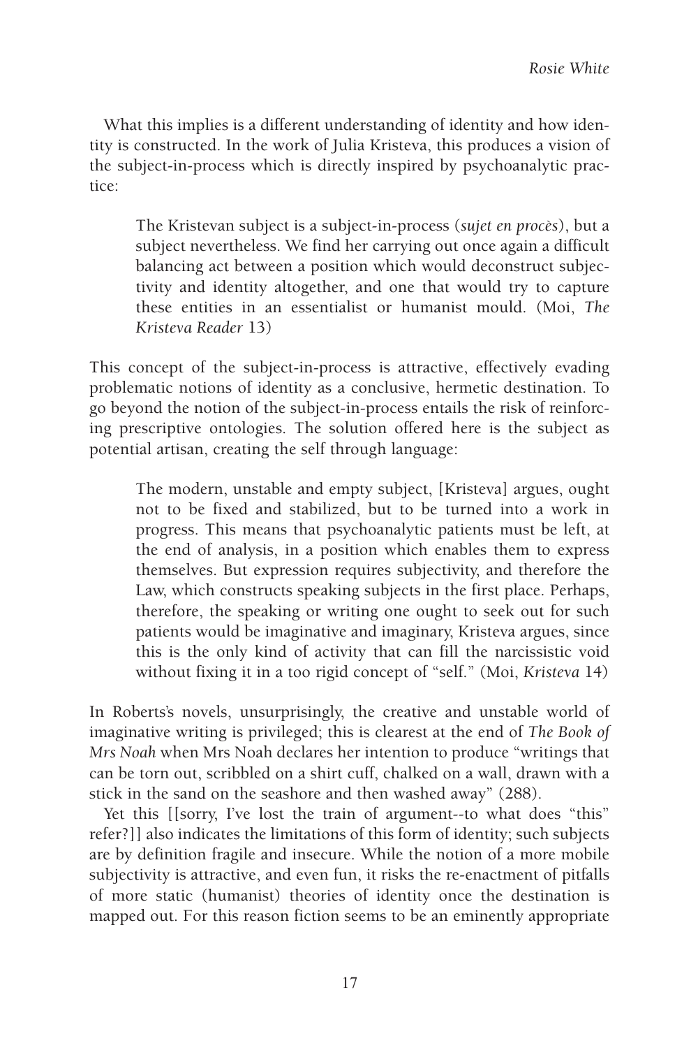What this implies is a different understanding of identity and how identity is constructed. In the work of Julia Kristeva, this produces a vision of the subject-in-process which is directly inspired by psychoanalytic practice:

> The Kristevan subject is a subject-in-process (*sujet en procès*), but a subject nevertheless. We find her carrying out once again a difficult balancing act between a position which would deconstruct subjectivity and identity altogether, and one that would try to capture these entities in an essentialist or humanist mould. (Moi, *The Kristeva Reader* 13)

This concept of the subject-in-process is attractive, effectively evading problematic notions of identity as a conclusive, hermetic destination. To go beyond the notion of the subject-in-process entails the risk of reinforcing prescriptive ontologies. The solution offered here is the subject as potential artisan, creating the self through language:

> The modern, unstable and empty subject, [Kristeva] argues, ought not to be fixed and stabilized, but to be turned into a work in progress. This means that psychoanalytic patients must be left, at the end of analysis, in a position which enables them to express themselves. But expression requires subjectivity, and therefore the Law, which constructs speaking subjects in the first place. Perhaps, therefore, the speaking or writing one ought to seek out for such patients would be imaginative and imaginary, Kristeva argues, since this is the only kind of activity that can fill the narcissistic void without fixing it in a too rigid concept of "self." (Moi, *Kristeva* 14)

In Roberts's novels, unsurprisingly, the creative and unstable world of imaginative writing is privileged; this is clearest at the end of *The Book of Mrs Noah* when Mrs Noah declares her intention to produce "writings that can be torn out, scribbled on a shirt cuff, chalked on a wall, drawn with a stick in the sand on the seashore and then washed away" (288).

Yet this [[sorry, I've lost the train of argument--to what does "this" refer?]] also indicates the limitations of this form of identity; such subjects are by definition fragile and insecure. While the notion of a more mobile subjectivity is attractive, and even fun, it risks the re-enactment of pitfalls of more static (humanist) theories of identity once the destination is mapped out. For this reason fiction seems to be an eminently appropriate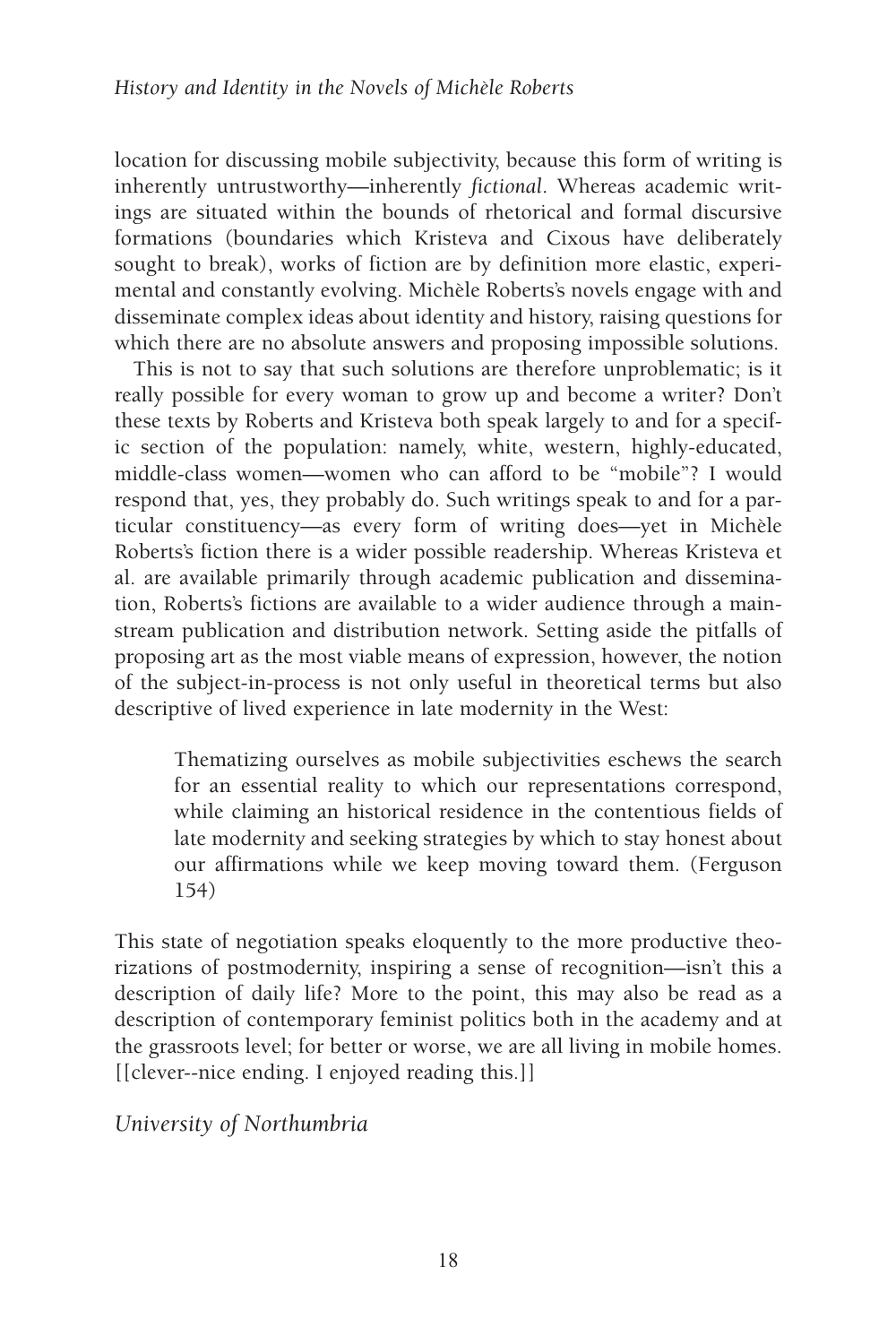location for discussing mobile subjectivity, because this form of writing is inherently untrustworthy—inherently *fictional*. Whereas academic writings are situated within the bounds of rhetorical and formal discursive formations (boundaries which Kristeva and Cixous have deliberately sought to break), works of fiction are by definition more elastic, experimental and constantly evolving. Michèle Roberts's novels engage with and disseminate complex ideas about identity and history, raising questions for which there are no absolute answers and proposing impossible solutions.

This is not to say that such solutions are therefore unproblematic; is it really possible for every woman to grow up and become a writer? Don't these texts by Roberts and Kristeva both speak largely to and for a specific section of the population: namely, white, western, highly-educated, middle-class women—women who can afford to be "mobile"? I would respond that, yes, they probably do. Such writings speak to and for a particular constituency—as every form of writing does—yet in Michèle Roberts's fiction there is a wider possible readership. Whereas Kristeva et al. are available primarily through academic publication and dissemination, Roberts's fictions are available to a wider audience through a mainstream publication and distribution network. Setting aside the pitfalls of proposing art as the most viable means of expression, however, the notion of the subject-in-process is not only useful in theoretical terms but also descriptive of lived experience in late modernity in the West:

> Thematizing ourselves as mobile subjectivities eschews the search for an essential reality to which our representations correspond, while claiming an historical residence in the contentious fields of late modernity and seeking strategies by which to stay honest about our affirmations while we keep moving toward them. (Ferguson 154)

This state of negotiation speaks eloquently to the more productive theorizations of postmodernity, inspiring a sense of recognition—isn't this a description of daily life? More to the point, this may also be read as a description of contemporary feminist politics both in the academy and at the grassroots level; for better or worse, we are all living in mobile homes. [[clever--nice ending. I enjoyed reading this.]]

*University of Northumbria*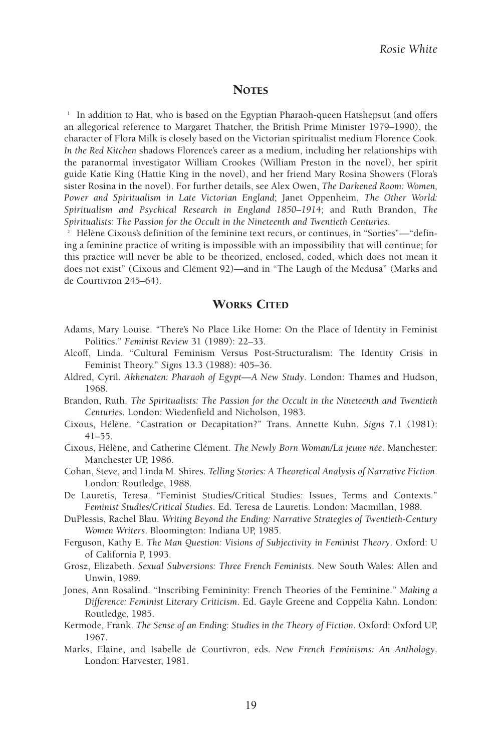## Notes

[1] In addition to Hat, who is based on the Egyptian Pharaoh-queen Hatshepsut (and offers an allegorical reference to Margaret Thatcher, the British Prime Minister 1979–1990), the character of Flora Milk is closely based on the Victorian spiritualist medium Florence Cook. *In the Red Kitchen* shadows Florence's career as a medium, including her relationships with the paranormal investigator William Crookes (William Preston in the novel), her spirit guide Katie King (Hattie King in the novel), and her friend Mary Rosina Showers (Flora's sister Rosina in the novel). For further details, see Alex Owen, *The Darkened Room: Women, Power and Spiritualism in Late Victorian England*; Janet Oppenheim, *The Other World: Spiritualism and Psychical Research in England 1850–1914*; and Ruth Brandon, *The Spiritualists: The Passion for the Occult in the Nineteenth and Twentieth Centuries*.

[2] Hélène Cixous's definition of the feminine text recurs, or continues, in "Sorties"—"defining a feminine practice of writing is impossible with an impossibility that will continue; for this practice will never be able to be theorized, enclosed, coded, which does not mean it does not exist" (Cixous and Clément 92)—and in "The Laugh of the Medusa" (Marks and de Courtivron 245–64).

## Works Cited

Adams, Mary Louise. "There's No Place Like Home: On the Place of Identity in Feminist Politics." *Feminist Review* 31 (1989): 22–33.

Alcoff, Linda. "Cultural Feminism Versus Post-Structuralism: The Identity Crisis in Feminist Theory." *Signs* 13.3 (1988): 405–36.

Aldred, Cyril. *Akhenaten: Pharaoh of Egypt—A New Study*. London: Thames and Hudson, 1968.

Brandon, Ruth. *The Spiritualists: The Passion for the Occult in the Nineteenth and Twentieth Centuries*. London: Wiedenfield and Nicholson, 1983.

Cixous, Hélène. "Castration or Decapitation?" Trans. Annette Kuhn. *Signs* 7.1 (1981): 41–55.

Cixous, Hélène, and Catherine Clément. *The Newly Born Woman/La jeune née*. Manchester: Manchester UP, 1986.

Cohan, Steve, and Linda M. Shires. *Telling Stories: A Theoretical Analysis of Narrative Fiction*. London: Routledge, 1988.

De Lauretis, Teresa. "Feminist Studies/Critical Studies: Issues, Terms and Contexts." *Feminist Studies/Critical Studies*. Ed. Teresa de Lauretis. London: Macmillan, 1988.

DuPlessis, Rachel Blau. *Writing Beyond the Ending: Narrative Strategies of Twentieth-Century Women Writers*. Bloomington: Indiana UP, 1985.

Ferguson, Kathy E. *The Man Question: Visions of Subjectivity in Feminist Theory*. Oxford: U of California P, 1993.

Grosz, Elizabeth. *Sexual Subversions: Three French Feminists*. New South Wales: Allen and Unwin, 1989.

Jones, Ann Rosalind. "Inscribing Femininity: French Theories of the Feminine." *Making a Difference: Feminist Literary Criticism*. Ed. Gayle Greene and Coppélia Kahn. London: Routledge, 1985.

Kermode, Frank. *The Sense of an Ending: Studies in the Theory of Fiction*. Oxford: Oxford UP, 1967.

Marks, Elaine, and Isabelle de Courtivron, eds. *New French Feminisms: An Anthology*. London: Harvester, 1981.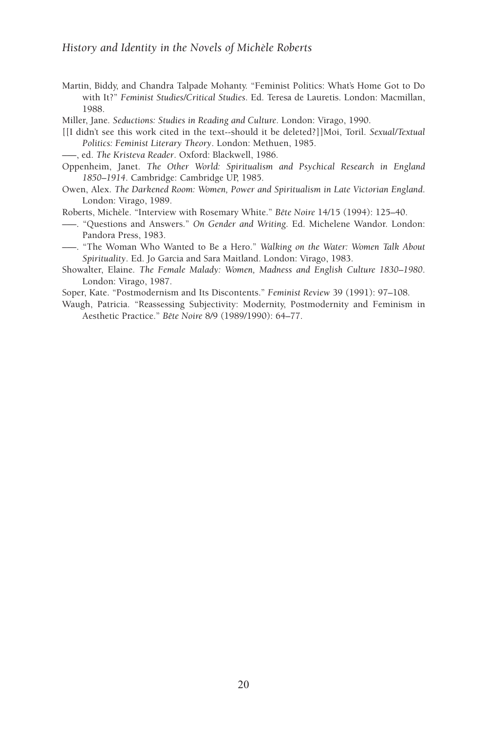Martin, Biddy, and Chandra Talpade Mohanty. "Feminist Politics: What's Home Got to Do with It?" *Feminist Studies/Critical Studies*. Ed. Teresa de Lauretis. London: Macmillan, 1988.

Miller, Jane. *Seductions: Studies in Reading and Culture*. London: Virago, 1990.

[[I didn't see this work cited in the text--should it be deleted?]]Moi, Toril. *Sexual/Textual Politics: Feminist Literary Theory*. London: Methuen, 1985.

—, ed. *The Kristeva Reader*. Oxford: Blackwell, 1986.

Oppenheim, Janet. *The Other World: Spiritualism and Psychical Research in England 1850–1914*. Cambridge: Cambridge UP, 1985.

Owen, Alex. *The Darkened Room: Women, Power and Spiritualism in Late Victorian England*. London: Virago, 1989.

Roberts, Michèle. "Interview with Rosemary White." *Bête Noire* 14/15 (1994): 125–40.

—. "Questions and Answers." *On Gender and Writing*. Ed. Michelene Wandor. London: Pandora Press, 1983.

—. "The Woman Who Wanted to Be a Hero." *Walking on the Water: Women Talk About Spirituality*. Ed. Jo Garcia and Sara Maitland. London: Virago, 1983.

Showalter, Elaine. *The Female Malady: Women, Madness and English Culture 1830–1980*. London: Virago, 1987.

Soper, Kate. "Postmodernism and Its Discontents." *Feminist Review* 39 (1991): 97–108.

Waugh, Patricia. "Reassessing Subjectivity: Modernity, Postmodernity and Feminism in Aesthetic Practice." *Bête Noire* 8/9 (1989/1990): 64–77.